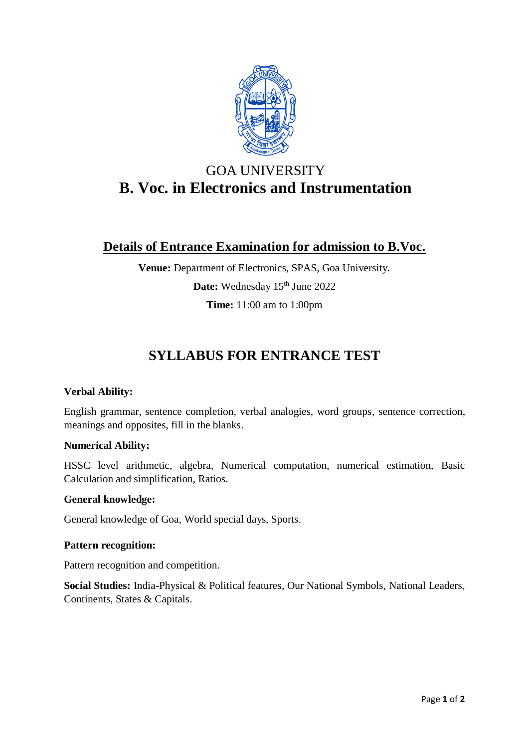# GOA UNIVERSITY

# B. Voc. in Electronics and Instrumentation

## Details of Entrance Examination for admission to B.Voc.

**Venue:** Department of Electronics, SPAS, Goa University.

**Date:** Wednesday 15th June 2022

**Time:** 11:00 am to 1:00pm

## SYLLABUS FOR ENTRANCE TEST

**Verbal Ability:**

English grammar, sentence completion, verbal analogies, word groups, sentence correction, meanings and opposites, fill in the blanks.

**Numerical Ability:**

HSSC level arithmetic, algebra, Numerical computation, numerical estimation, Basic Calculation and simplification, Ratios.

**General knowledge:**

General knowledge of Goa, World special days, Sports.

**Pattern recognition:**

Pattern recognition and competition.

**Social Studies:** India-Physical & Political features, Our National Symbols, National Leaders, Continents, States & Capitals.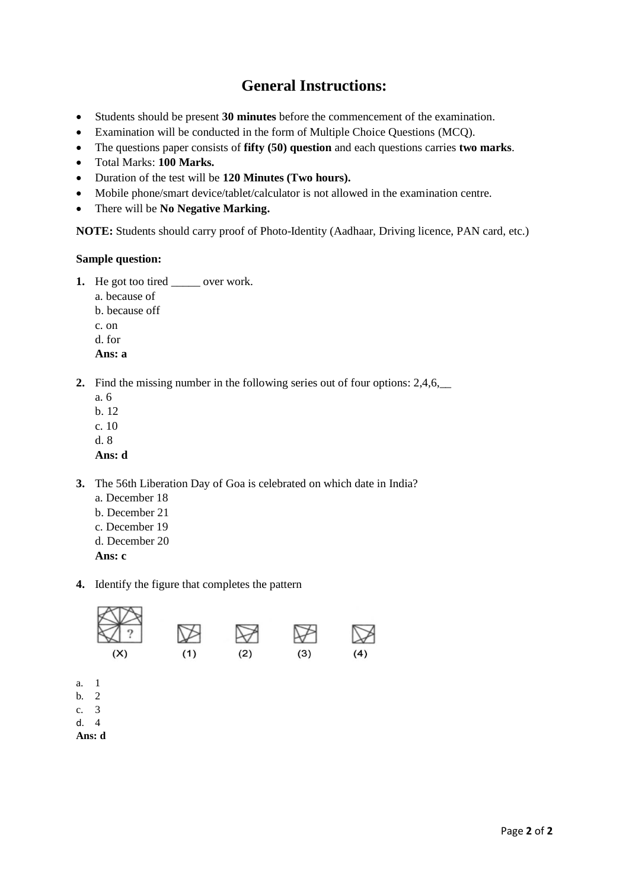# General Instructions:

- Students should be present **30 minutes** before the commencement of the examination.
- Examination will be conducted in the form of Multiple Choice Questions (MCQ).
- The questions paper consists of **fifty (50) question** and each questions carries **two marks**.
- Total Marks: **100 Marks.**
- Duration of the test will be **120 Minutes (Two hours).**
- Mobile phone/smart device/tablet/calculator is not allowed in the examination centre.
- There will be **No Negative Marking.**

**NOTE:** Students should carry proof of Photo-Identity (Aadhaar, Driving licence, PAN card, etc.)

**Sample question:**

**1.** He got too tired _____ over work.
   a. because of
   b. because off
   c. on
   d. for
   **Ans: a**

**2.** Find the missing number in the following series out of four options: 2,4,6,__
   a. 6
   b. 12
   c. 10
   d. 8
   **Ans: d**

**3.** The 56th Liberation Day of Goa is celebrated on which date in India?
   a. December 18
   b. December 21
   c. December 19
   d. December 20
   **Ans: c**

**4.** Identify the figure that completes the pattern

(X) (1) (2) (3) (4)

a. 1
b. 2
c. 3
d. 4
**Ans: d**